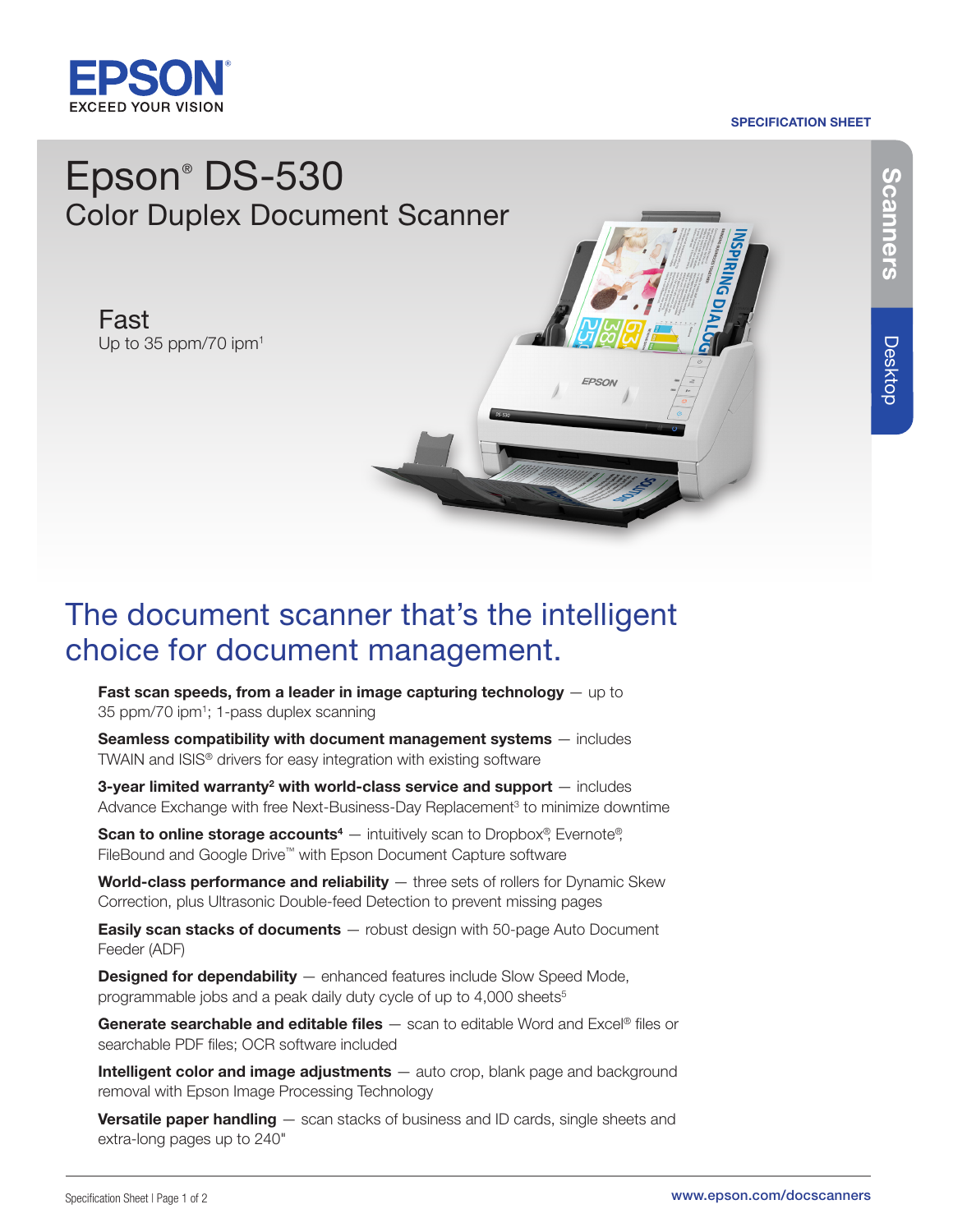SPECIFICATION SHEET

# Epson® DS-530

## Color Duplex Document Scanner

Scanners

Desktop

**Fast**
Up to 35 ppm/70 ipm[1]

## The document scanner that's the intelligent choice for document management.

- **Fast scan speeds, from a leader in image capturing technology** — up to 35 ppm/70 ipm[1]; 1-pass duplex scanning
- **Seamless compatibility with document management systems** — includes TWAIN and ISIS® drivers for easy integration with existing software
- **3-year limited warranty[2] with world-class service and support** — includes Advance Exchange with free Next-Business-Day Replacement[3] to minimize downtime
- **Scan to online storage accounts[4]** — intuitively scan to Dropbox®, Evernote®, FileBound and Google Drive™ with Epson Document Capture software
- **World-class performance and reliability** — three sets of rollers for Dynamic Skew Correction, plus Ultrasonic Double-feed Detection to prevent missing pages
- **Easily scan stacks of documents** — robust design with 50-page Auto Document Feeder (ADF)
- **Designed for dependability** — enhanced features include Slow Speed Mode, programmable jobs and a peak daily duty cycle of up to 4,000 sheets[5]
- **Generate searchable and editable files** — scan to editable Word and Excel® files or searchable PDF files; OCR software included
- **Intelligent color and image adjustments** — auto crop, blank page and background removal with Epson Image Processing Technology
- **Versatile paper handling** — scan stacks of business and ID cards, single sheets and extra-long pages up to 240"

www.epson.com/docscanners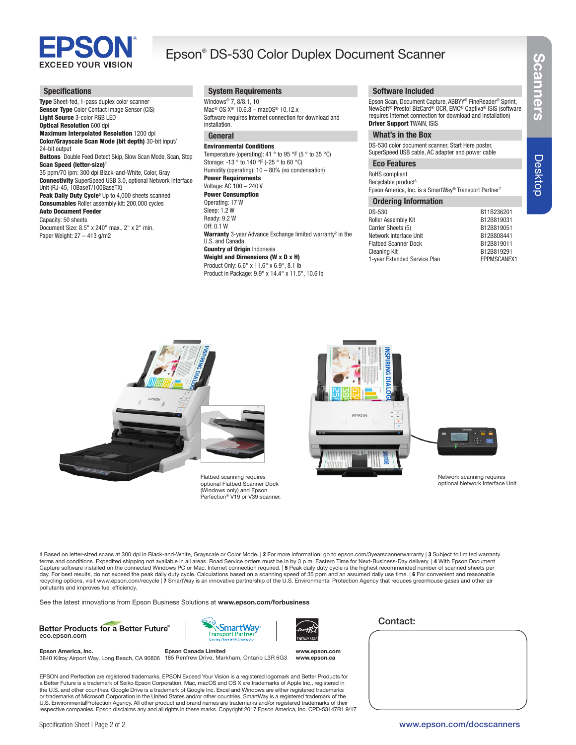# Epson® DS-530 Color Duplex Document Scanner

## Specifications

**Type** Sheet-fed, 1-pass duplex color scanner
**Sensor Type** Color Contact Image Sensor (CIS)
**Light Source** 3-color RGB LED
**Optical Resolution** 600 dpi
**Maximum Interpolated Resolution** 1200 dpi
**Color/Grayscale Scan Mode (bit depth)** 30-bit input/24-bit output
**Buttons** Double Feed Detect Skip, Slow Scan Mode, Scan, Stop
**Scan Speed (letter-size)**[1]
35 ppm/70 ipm: 300 dpi Black-and-White, Color, Gray
**Connectivity** SuperSpeed USB 3.0, optional Network Interface Unit (RJ-45, 10BaseT/100BaseTX)
**Peak Daily Duty Cycle**[5] Up to 4,000 sheets scanned
**Consumables** Roller assembly kit: 200,000 cycles
**Auto Document Feeder**
Capacity: 50 sheets
Document Size: 8.5" x 240" max., 2" x 2" min.
Paper Weight: 27 – 413 g/m2

## System Requirements

Windows® 7, 8/8.1, 10
Mac® OS X® 10.6.8 – macOS® 10.12.x
Software requires Internet connection for download and installation.

## General

**Environmental Conditions**
Temperature (operating): 41 ° to 95 °F (5 ° to 35 °C)
Storage: -13 ° to 140 °F (-25 ° to 60 °C)
Humidity (operating): 10 – 80% (no condensation)
**Power Requirements**
Voltage: AC 100 – 240 V
**Power Consumption**
Operating: 17 W
Sleep: 1.2 W
Ready: 9.2 W
Off: 0.1 W
**Warranty** 3-year Advance Exchange limited warranty[2] in the U.S. and Canada
**Country of Origin** Indonesia
**Weight and Dimensions (W x D x H)**
Product Only: 6.6" x 11.6" x 6.9", 8.1 lb
Product in Package: 9.9" x 14.4" x 11.5", 10.6 lb

## Software Included

Epson Scan, Document Capture, ABBYY® FineReader® Sprint, NewSoft® Presto! BizCard® OCR, EMC® Captiva® ISIS (software requires Internet connection for download and installation)
**Driver Support** TWAIN, ISIS

## What's in the Box

DS-530 color document scanner, Start Here poster, SuperSpeed USB cable, AC adapter and power cable

## Eco Features

RoHS compliant
Recyclable product[6]
Epson America, Inc. is a SmartWay® Transport Partner[7]

## Ordering Information

| | |
|---|---|
| DS-530 | B11B236201 |
| Roller Assembly Kit | B12B819031 |
| Carrier Sheets (5) | B12B819051 |
| Network Interface Unit | B12B808441 |
| Flatbed Scanner Dock | B12B819011 |
| Cleaning Kit | B12B819291 |
| 1-year Extended Service Plan | EPPMSCANEX1 |

Flatbed scanning requires optional Flatbed Scanner Dock (Windows only) and Epson Perfection® V19 or V39 scanner.

Network scanning requires optional Network Interface Unit.

1 Based on letter-sized scans at 300 dpi in Black-and-White, Grayscale or Color Mode. | 2 For more information, go to epson.com/3yearscannerwarranty | 3 Subject to limited warranty terms and conditions. Expedited shipping not available in all areas. Road Service orders must be in by 3 p.m. Eastern Time for Next-Business-Day delivery. | 4 With Epson Document Capture software installed on the connected Windows PC or Mac. Internet connection required. | 5 Peak daily duty cycle is the highest recommended number of scanned sheets per day. For best results, do not exceed the peak daily duty cycle. Calculations based on a scanning speed of 35 ppm and an assumed daily use time. | 6 For convenient and reasonable recycling options, visit www.epson.com/recycle | 7 SmartWay is an innovative partnership of the U.S. Environmental Protection Agency that reduces greenhouse gases and other air pollutants and improves fuel efficiency.

See the latest innovations from Epson Business Solutions at **www.epson.com/forbusiness**

Better Products for a Better Future™
eco.epson.com

SmartWay® Transport Partner

ENERGY STAR

Contact:

**Epson America, Inc.**
3840 Kilroy Airport Way, Long Beach, CA 90806

**Epson Canada Limited**
185 Renfrew Drive, Markham, Ontario L3R 6G3

**www.epson.com**
**www.epson.ca**

EPSON and Perfection are registered trademarks, EPSON Exceed Your Vision is a registered logomark and Better Products for a Better Future is a trademark of Seiko Epson Corporation. Mac, macOS and OS X are trademarks of Apple Inc., registered in the U.S. and other countries. Google Drive is a trademark of Google Inc. Excel and Windows are either registered trademarks or trademarks of Microsoft Corporation in the United States and/or other countries. SmartWay is a registered trademark of the U.S. EnvironmentalProtection Agency. All other product and brand names are trademarks and/or registered trademarks of their respective companies. Epson disclaims any and all rights in these marks. Copyright 2017 Epson America, Inc. CPD-53147R1 9/17

www.epson.com/docscanners